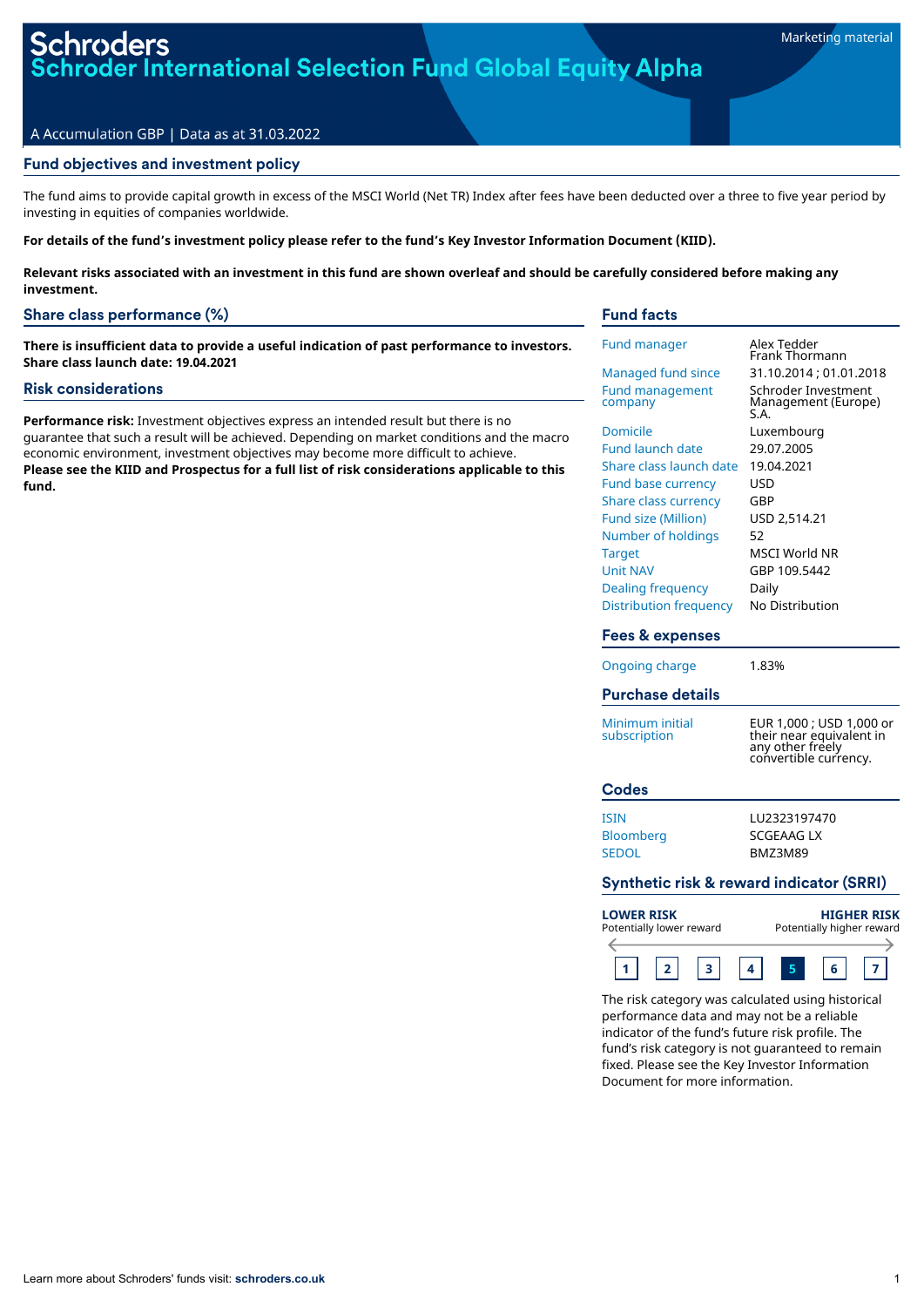Schroders

# Schroder International Selection Fund Global Equity Alpha

Marketing material

A Accumulation GBP | Data as at 31.03.2022

## Fund objectives and investment policy

The fund aims to provide capital growth in excess of the MSCI World (Net TR) Index after fees have been deducted over a three to five year period by investing in equities of companies worldwide.

**For details of the fund's investment policy please refer to the fund's Key Investor Information Document (KIID).**

**Relevant risks associated with an investment in this fund are shown overleaf and should be carefully considered before making any investment.**

## Share class performance (%)

**There is insufficient data to provide a useful indication of past performance to investors. Share class launch date: 19.04.2021**

## Risk considerations

**Performance risk:** Investment objectives express an intended result but there is no guarantee that such a result will be achieved. Depending on market conditions and the macro economic environment, investment objectives may become more difficult to achieve.
**Please see the KIID and Prospectus for a full list of risk considerations applicable to this fund.**

## Fund facts

| | |
|---|---|
| Fund manager | Alex Tedder<br>Frank Thormann |
| Managed fund since | 31.10.2014 ; 01.01.2018 |
| Fund management company | Schroder Investment Management (Europe) S.A. |
| Domicile | Luxembourg |
| Fund launch date | 29.07.2005 |
| Share class launch date | 19.04.2021 |
| Fund base currency | USD |
| Share class currency | GBP |
| Fund size (Million) | USD 2,514.21 |
| Number of holdings | 52 |
| Target | MSCI World NR |
| Unit NAV | GBP 109.5442 |
| Dealing frequency | Daily |
| Distribution frequency | No Distribution |

## Fees & expenses

| | |
|---|---|
| Ongoing charge | 1.83% |

## Purchase details

| | |
|---|---|
| Minimum initial subscription | EUR 1,000 ; USD 1,000 or their near equivalent in any other freely convertible currency. |

## Codes

| | |
|---|---|
| ISIN | LU2323197470 |
| Bloomberg | SCGEAAG LX |
| SEDOL | BMZ3M89 |

## Synthetic risk & reward indicator (SRRI)

**LOWER RISK** Potentially lower reward — **HIGHER RISK** Potentially higher reward

1 | 2 | 3 | 4 | **5** | 6 | 7

The risk category was calculated using historical performance data and may not be a reliable indicator of the fund's future risk profile. The fund's risk category is not guaranteed to remain fixed. Please see the Key Investor Information Document for more information.

Learn more about Schroders' funds visit: **schroders.co.uk**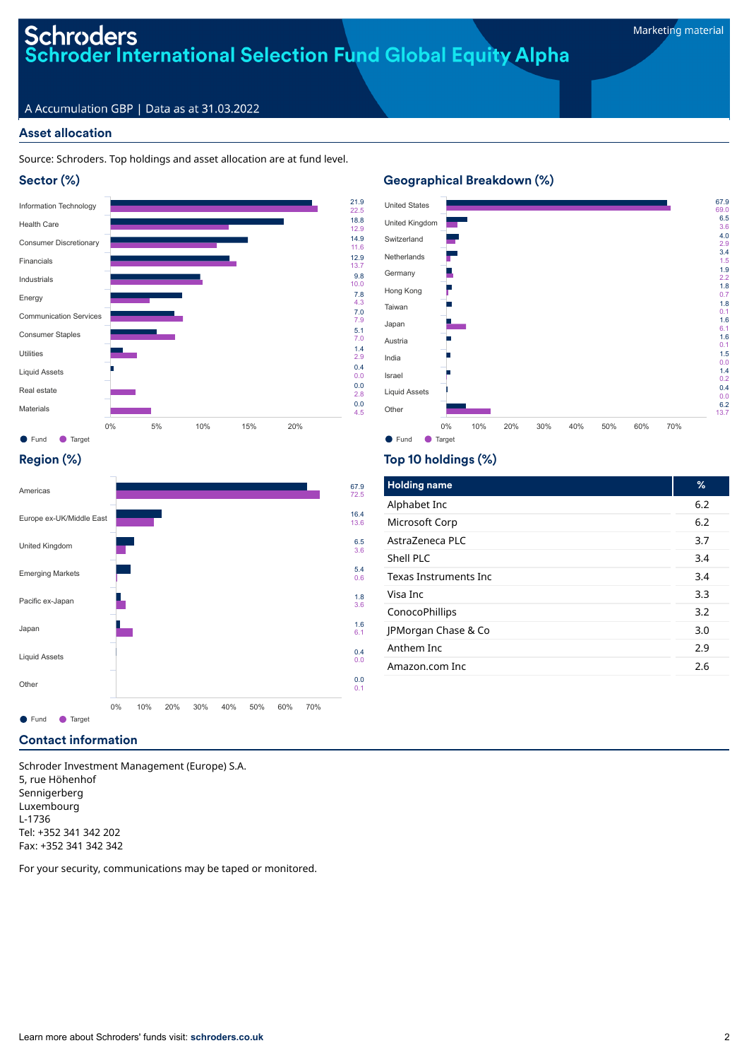# Schroders
## Schroder International Selection Fund Global Equity Alpha

A Accumulation GBP | Data as at 31.03.2022

Marketing material

## Asset allocation

Source: Schroders. Top holdings and asset allocation are at fund level.

### Sector (%)

| Sector | Fund | Target |
|---|---|---|
| Information Technology | 21.9 | 22.5 |
| Health Care | 18.8 | 12.9 |
| Consumer Discretionary | 14.9 | 11.6 |
| Financials | 12.9 | 13.7 |
| Industrials | 9.8 | 10.0 |
| Energy | 7.8 | 4.3 |
| Communication Services | 7.0 | 7.9 |
| Consumer Staples | 5.1 | 7.0 |
| Utilities | 1.4 | 2.9 |
| Liquid Assets | 0.4 | 0.0 |
| Real estate | 0.0 | 2.8 |
| Materials | 0.0 | 4.5 |

### Geographical Breakdown (%)

| Country | Fund | Target |
|---|---|---|
| United States | 67.9 | 69.0 |
| United Kingdom | 6.5 | 3.6 |
| Switzerland | 4.0 | 2.9 |
| Netherlands | 3.4 | 1.5 |
| Germany | 1.9 | 2.2 |
| Hong Kong | 1.8 | 0.7 |
| Taiwan | 1.8 | 0.1 |
| Japan | 1.6 | 6.1 |
| Austria | 1.6 | 0.1 |
| India | 1.5 | 0.0 |
| Israel | 1.4 | 0.2 |
| Liquid Assets | 0.4 | 0.0 |
| Other | 6.2 | 13.7 |

### Region (%)

| Region | Fund | Target |
|---|---|---|
| Americas | 67.9 | 72.5 |
| Europe ex-UK/Middle East | 16.4 | 13.6 |
| United Kingdom | 6.5 | 3.6 |
| Emerging Markets | 5.4 | 0.6 |
| Pacific ex-Japan | 1.8 | 3.6 |
| Japan | 1.6 | 6.1 |
| Liquid Assets | 0.4 | 0.0 |
| Other | 0.0 | 0.1 |

### Top 10 holdings (%)

| Holding name | % |
|---|---|
| Alphabet Inc | 6.2 |
| Microsoft Corp | 6.2 |
| AstraZeneca PLC | 3.7 |
| Shell PLC | 3.4 |
| Texas Instruments Inc | 3.4 |
| Visa Inc | 3.3 |
| ConocoPhillips | 3.2 |
| JPMorgan Chase & Co | 3.0 |
| Anthem Inc | 2.9 |
| Amazon.com Inc | 2.6 |

## Contact information

Schroder Investment Management (Europe) S.A.
5, rue Höhenhof
Sennigerberg
Luxembourg
L-1736
Tel: +352 341 342 202
Fax: +352 341 342 342

For your security, communications may be taped or monitored.

Learn more about Schroders' funds visit: **schroders.co.uk**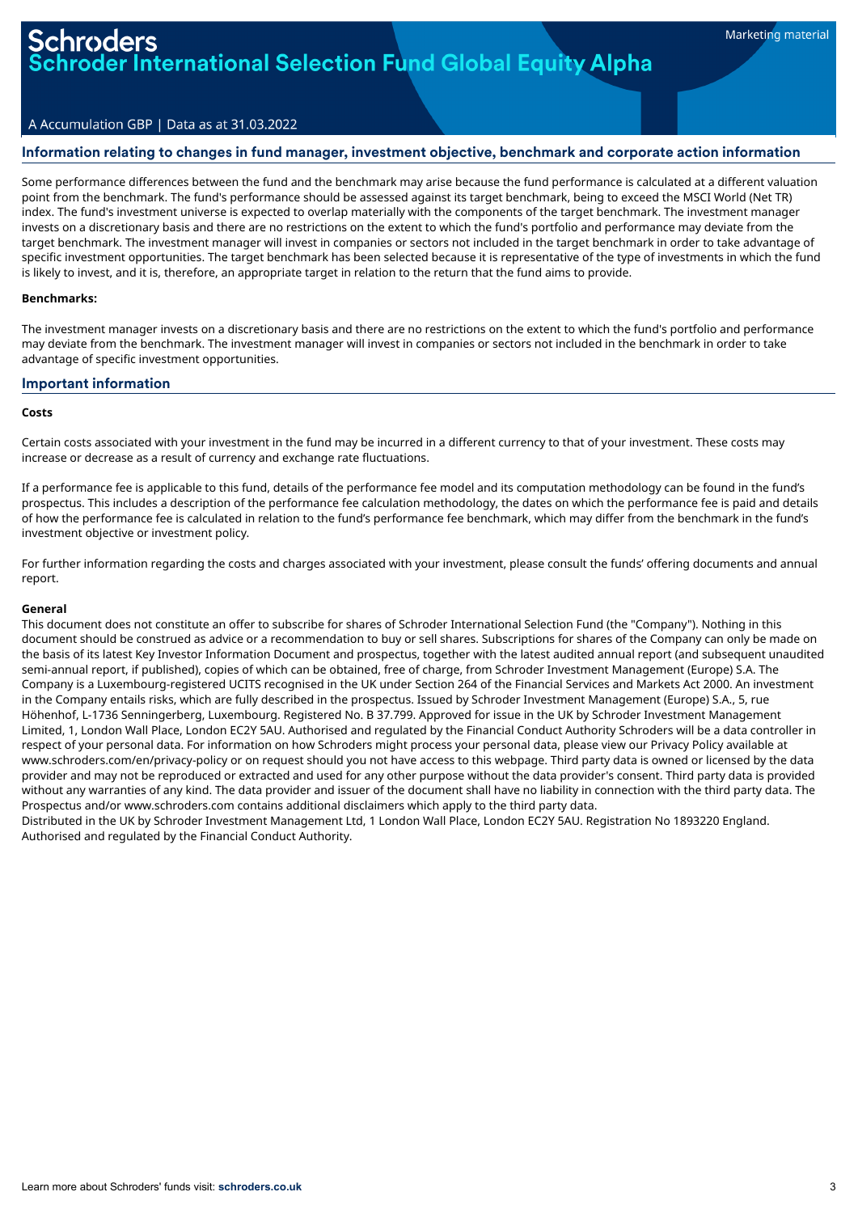# Schroders
# Schroder International Selection Fund Global Equity Alpha

Marketing material

A Accumulation GBP | Data as at 31.03.2022

## Information relating to changes in fund manager, investment objective, benchmark and corporate action information

Some performance differences between the fund and the benchmark may arise because the fund performance is calculated at a different valuation point from the benchmark. The fund's performance should be assessed against its target benchmark, being to exceed the MSCI World (Net TR) index. The fund's investment universe is expected to overlap materially with the components of the target benchmark. The investment manager invests on a discretionary basis and there are no restrictions on the extent to which the fund's portfolio and performance may deviate from the target benchmark. The investment manager will invest in companies or sectors not included in the target benchmark in order to take advantage of specific investment opportunities. The target benchmark has been selected because it is representative of the type of investments in which the fund is likely to invest, and it is, therefore, an appropriate target in relation to the return that the fund aims to provide.

**Benchmarks:**

The investment manager invests on a discretionary basis and there are no restrictions on the extent to which the fund's portfolio and performance may deviate from the benchmark. The investment manager will invest in companies or sectors not included in the benchmark in order to take advantage of specific investment opportunities.

## Important information

**Costs**

Certain costs associated with your investment in the fund may be incurred in a different currency to that of your investment. These costs may increase or decrease as a result of currency and exchange rate fluctuations.

If a performance fee is applicable to this fund, details of the performance fee model and its computation methodology can be found in the fund's prospectus. This includes a description of the performance fee calculation methodology, the dates on which the performance fee is paid and details of how the performance fee is calculated in relation to the fund's performance fee benchmark, which may differ from the benchmark in the fund's investment objective or investment policy.

For further information regarding the costs and charges associated with your investment, please consult the funds' offering documents and annual report.

**General**

This document does not constitute an offer to subscribe for shares of Schroder International Selection Fund (the "Company"). Nothing in this document should be construed as advice or a recommendation to buy or sell shares. Subscriptions for shares of the Company can only be made on the basis of its latest Key Investor Information Document and prospectus, together with the latest audited annual report (and subsequent unaudited semi-annual report, if published), copies of which can be obtained, free of charge, from Schroder Investment Management (Europe) S.A. The Company is a Luxembourg-registered UCITS recognised in the UK under Section 264 of the Financial Services and Markets Act 2000. An investment in the Company entails risks, which are fully described in the prospectus. Issued by Schroder Investment Management (Europe) S.A., 5, rue Höhenhof, L-1736 Senningerberg, Luxembourg. Registered No. B 37.799. Approved for issue in the UK by Schroder Investment Management Limited, 1, London Wall Place, London EC2Y 5AU. Authorised and regulated by the Financial Conduct Authority Schroders will be a data controller in respect of your personal data. For information on how Schroders might process your personal data, please view our Privacy Policy available at www.schroders.com/en/privacy-policy or on request should you not have access to this webpage. Third party data is owned or licensed by the data provider and may not be reproduced or extracted and used for any other purpose without the data provider's consent. Third party data is provided without any warranties of any kind. The data provider and issuer of the document shall have no liability in connection with the third party data. The Prospectus and/or www.schroders.com contains additional disclaimers which apply to the third party data.
Distributed in the UK by Schroder Investment Management Ltd, 1 London Wall Place, London EC2Y 5AU. Registration No 1893220 England. Authorised and regulated by the Financial Conduct Authority.

Learn more about Schroders' funds visit: **schroders.co.uk**